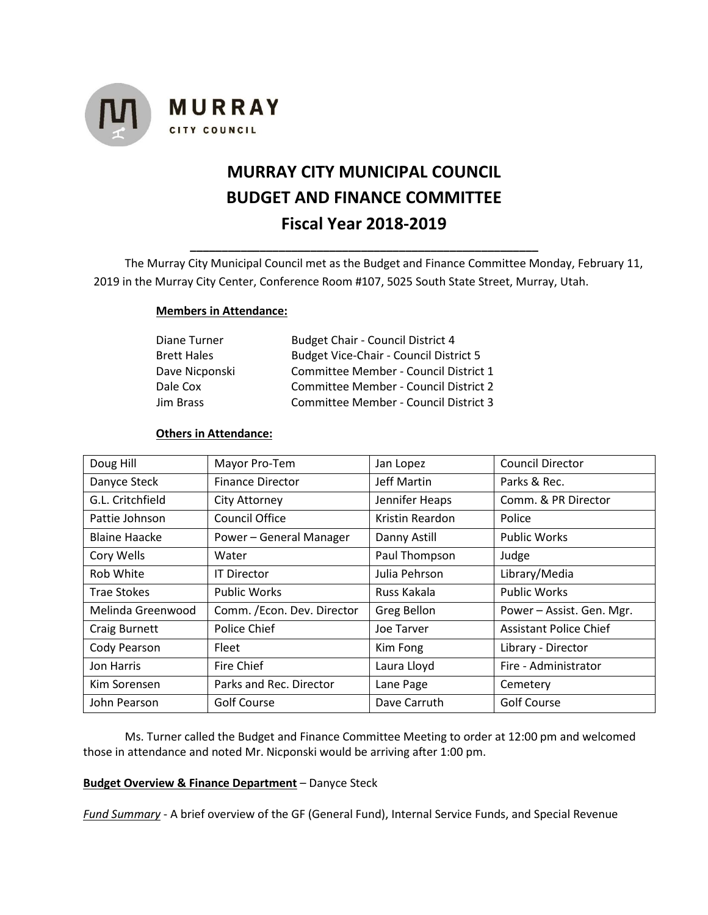**MURRAY**
CITY COUNCIL

# MURRAY CITY MUNICIPAL COUNCIL
# BUDGET AND FINANCE COMMITTEE
# Fiscal Year 2018-2019

---

The Murray City Municipal Council met as the Budget and Finance Committee Monday, February 11, 2019 in the Murray City Center, Conference Room #107, 5025 South State Street, Murray, Utah.

**Members in Attendance:**

| | |
|---|---|
| Diane Turner | Budget Chair - Council District 4 |
| Brett Hales | Budget Vice-Chair - Council District 5 |
| Dave Nicponski | Committee Member - Council District 1 |
| Dale Cox | Committee Member - Council District 2 |
| Jim Brass | Committee Member - Council District 3 |

**Others in Attendance:**

| | | | |
|---|---|---|---|
| Doug Hill | Mayor Pro-Tem | Jan Lopez | Council Director |
| Danyce Steck | Finance Director | Jeff Martin | Parks & Rec. |
| G.L. Critchfield | City Attorney | Jennifer Heaps | Comm. & PR Director |
| Pattie Johnson | Council Office | Kristin Reardon | Police |
| Blaine Haacke | Power – General Manager | Danny Astill | Public Works |
| Cory Wells | Water | Paul Thompson | Judge |
| Rob White | IT Director | Julia Pehrson | Library/Media |
| Trae Stokes | Public Works | Russ Kakala | Public Works |
| Melinda Greenwood | Comm. /Econ. Dev. Director | Greg Bellon | Power – Assist. Gen. Mgr. |
| Craig Burnett | Police Chief | Joe Tarver | Assistant Police Chief |
| Cody Pearson | Fleet | Kim Fong | Library - Director |
| Jon Harris | Fire Chief | Laura Lloyd | Fire - Administrator |
| Kim Sorensen | Parks and Rec. Director | Lane Page | Cemetery |
| John Pearson | Golf Course | Dave Carruth | Golf Course |

Ms. Turner called the Budget and Finance Committee Meeting to order at 12:00 pm and welcomed those in attendance and noted Mr. Nicponski would be arriving after 1:00 pm.

**Budget Overview & Finance Department** – Danyce Steck

*Fund Summary* - A brief overview of the GF (General Fund), Internal Service Funds, and Special Revenue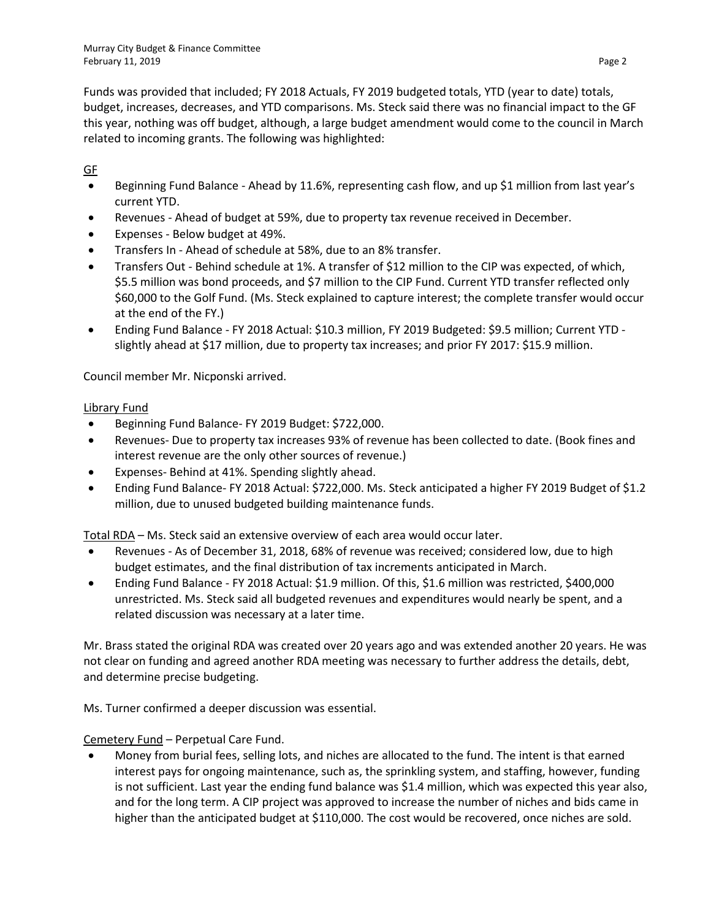Funds was provided that included; FY 2018 Actuals, FY 2019 budgeted totals, YTD (year to date) totals, budget, increases, decreases, and YTD comparisons. Ms. Steck said there was no financial impact to the GF this year, nothing was off budget, although, a large budget amendment would come to the council in March related to incoming grants. The following was highlighted:

GF

- Beginning Fund Balance - Ahead by 11.6%, representing cash flow, and up $1 million from last year's current YTD.
- Revenues - Ahead of budget at 59%, due to property tax revenue received in December.
- Expenses - Below budget at 49%.
- Transfers In - Ahead of schedule at 58%, due to an 8% transfer.
- Transfers Out - Behind schedule at 1%. A transfer of $12 million to the CIP was expected, of which, $5.5 million was bond proceeds, and $7 million to the CIP Fund. Current YTD transfer reflected only $60,000 to the Golf Fund. (Ms. Steck explained to capture interest; the complete transfer would occur at the end of the FY.)
- Ending Fund Balance - FY 2018 Actual: $10.3 million, FY 2019 Budgeted: $9.5 million; Current YTD - slightly ahead at $17 million, due to property tax increases; and prior FY 2017: $15.9 million.

Council member Mr. Nicponski arrived.

Library Fund

- Beginning Fund Balance- FY 2019 Budget: $722,000.
- Revenues- Due to property tax increases 93% of revenue has been collected to date. (Book fines and interest revenue are the only other sources of revenue.)
- Expenses- Behind at 41%. Spending slightly ahead.
- Ending Fund Balance- FY 2018 Actual: $722,000. Ms. Steck anticipated a higher FY 2019 Budget of $1.2 million, due to unused budgeted building maintenance funds.

Total RDA – Ms. Steck said an extensive overview of each area would occur later.

- Revenues - As of December 31, 2018, 68% of revenue was received; considered low, due to high budget estimates, and the final distribution of tax increments anticipated in March.
- Ending Fund Balance - FY 2018 Actual: $1.9 million. Of this, $1.6 million was restricted, $400,000 unrestricted. Ms. Steck said all budgeted revenues and expenditures would nearly be spent, and a related discussion was necessary at a later time.

Mr. Brass stated the original RDA was created over 20 years ago and was extended another 20 years. He was not clear on funding and agreed another RDA meeting was necessary to further address the details, debt, and determine precise budgeting.

Ms. Turner confirmed a deeper discussion was essential.

Cemetery Fund – Perpetual Care Fund.

- Money from burial fees, selling lots, and niches are allocated to the fund. The intent is that earned interest pays for ongoing maintenance, such as, the sprinkling system, and staffing, however, funding is not sufficient. Last year the ending fund balance was $1.4 million, which was expected this year also, and for the long term. A CIP project was approved to increase the number of niches and bids came in higher than the anticipated budget at $110,000. The cost would be recovered, once niches are sold.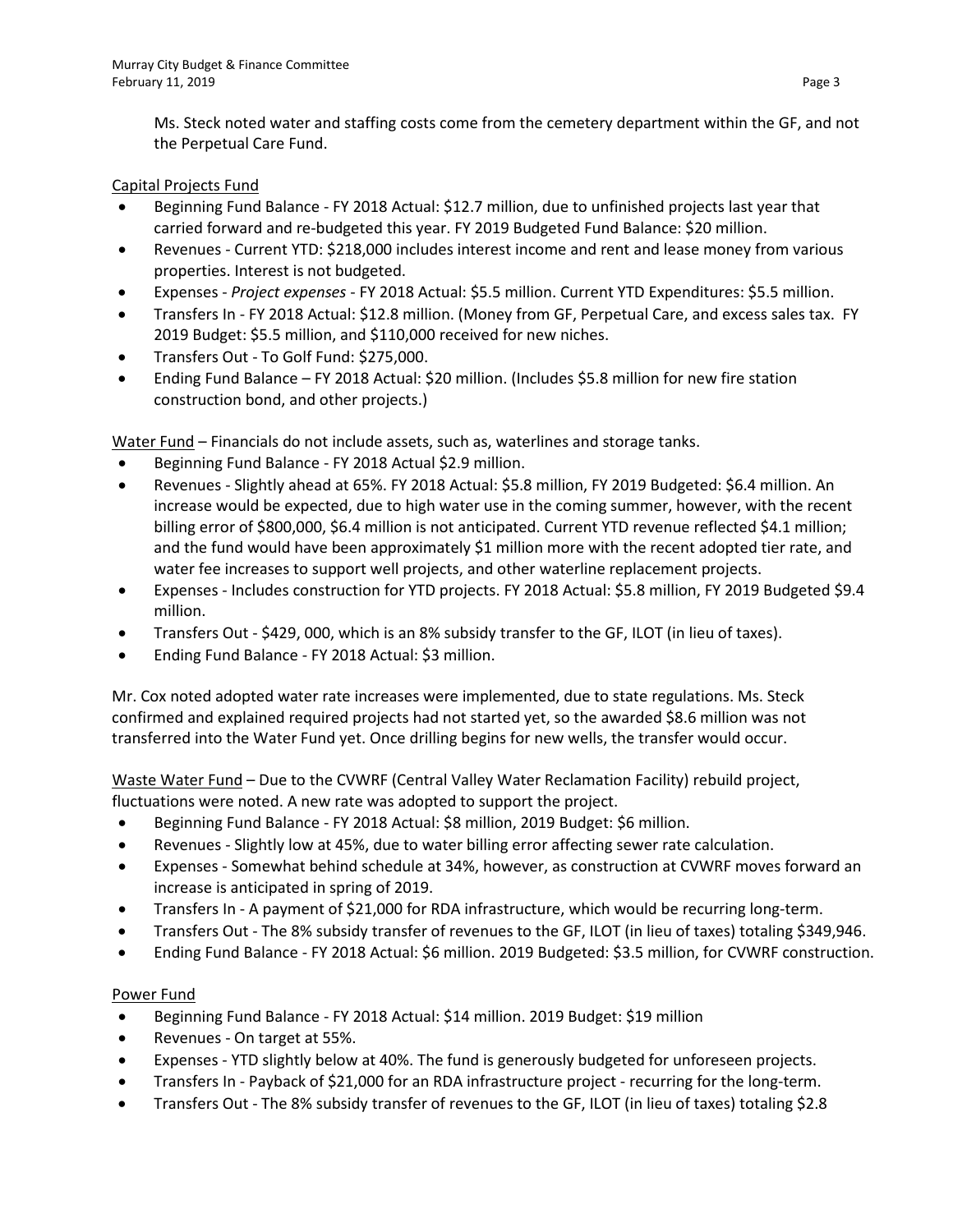Ms. Steck noted water and staffing costs come from the cemetery department within the GF, and not the Perpetual Care Fund.

Capital Projects Fund

- Beginning Fund Balance - FY 2018 Actual: $12.7 million, due to unfinished projects last year that carried forward and re-budgeted this year. FY 2019 Budgeted Fund Balance: $20 million.
- Revenues - Current YTD: $218,000 includes interest income and rent and lease money from various properties. Interest is not budgeted.
- Expenses - *Project expenses* - FY 2018 Actual: $5.5 million. Current YTD Expenditures: $5.5 million.
- Transfers In - FY 2018 Actual: $12.8 million. (Money from GF, Perpetual Care, and excess sales tax. FY 2019 Budget: $5.5 million, and $110,000 received for new niches.
- Transfers Out - To Golf Fund: $275,000.
- Ending Fund Balance – FY 2018 Actual: $20 million. (Includes $5.8 million for new fire station construction bond, and other projects.)

Water Fund – Financials do not include assets, such as, waterlines and storage tanks.

- Beginning Fund Balance - FY 2018 Actual $2.9 million.
- Revenues - Slightly ahead at 65%. FY 2018 Actual: $5.8 million, FY 2019 Budgeted: $6.4 million. An increase would be expected, due to high water use in the coming summer, however, with the recent billing error of $800,000, $6.4 million is not anticipated. Current YTD revenue reflected $4.1 million; and the fund would have been approximately $1 million more with the recent adopted tier rate, and water fee increases to support well projects, and other waterline replacement projects.
- Expenses - Includes construction for YTD projects. FY 2018 Actual: $5.8 million, FY 2019 Budgeted $9.4 million.
- Transfers Out - $429, 000, which is an 8% subsidy transfer to the GF, ILOT (in lieu of taxes).
- Ending Fund Balance - FY 2018 Actual: $3 million.

Mr. Cox noted adopted water rate increases were implemented, due to state regulations. Ms. Steck confirmed and explained required projects had not started yet, so the awarded $8.6 million was not transferred into the Water Fund yet. Once drilling begins for new wells, the transfer would occur.

Waste Water Fund – Due to the CVWRF (Central Valley Water Reclamation Facility) rebuild project, fluctuations were noted. A new rate was adopted to support the project.

- Beginning Fund Balance - FY 2018 Actual: $8 million, 2019 Budget: $6 million.
- Revenues - Slightly low at 45%, due to water billing error affecting sewer rate calculation.
- Expenses - Somewhat behind schedule at 34%, however, as construction at CVWRF moves forward an increase is anticipated in spring of 2019.
- Transfers In - A payment of $21,000 for RDA infrastructure, which would be recurring long-term.
- Transfers Out - The 8% subsidy transfer of revenues to the GF, ILOT (in lieu of taxes) totaling $349,946.
- Ending Fund Balance - FY 2018 Actual: $6 million. 2019 Budgeted: $3.5 million, for CVWRF construction.

Power Fund

- Beginning Fund Balance - FY 2018 Actual: $14 million. 2019 Budget: $19 million
- Revenues - On target at 55%.
- Expenses - YTD slightly below at 40%. The fund is generously budgeted for unforeseen projects.
- Transfers In - Payback of $21,000 for an RDA infrastructure project - recurring for the long-term.
- Transfers Out - The 8% subsidy transfer of revenues to the GF, ILOT (in lieu of taxes) totaling $2.8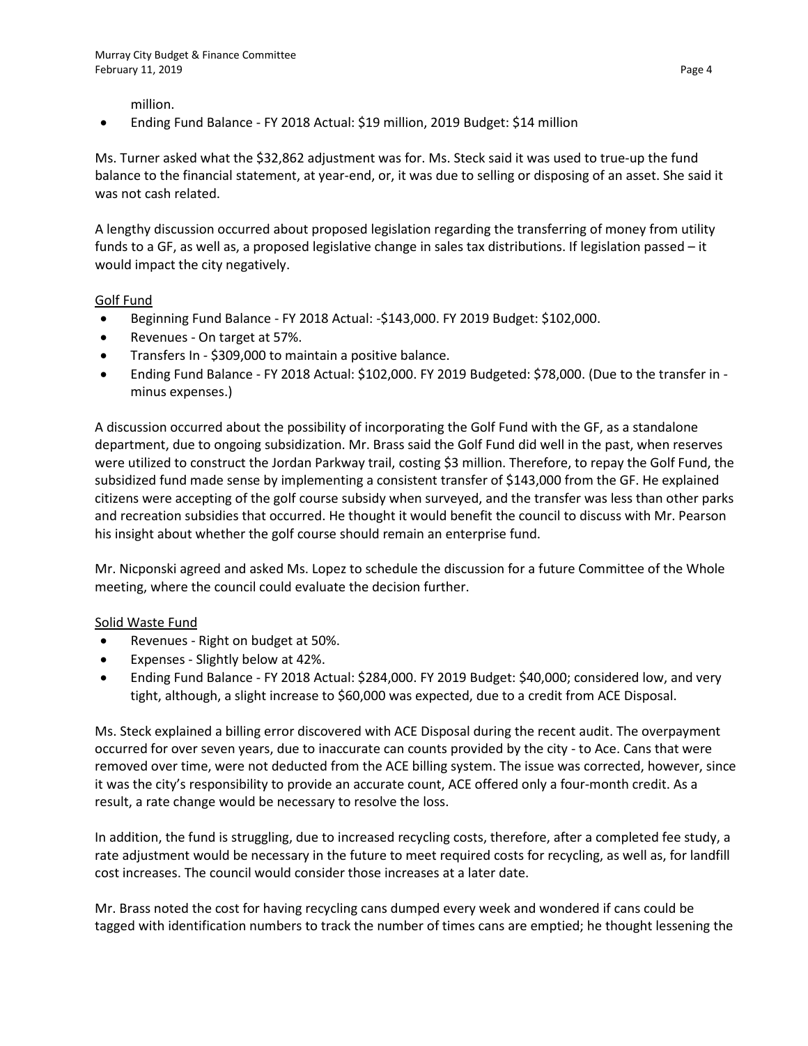million.

- Ending Fund Balance - FY 2018 Actual: $19 million, 2019 Budget: $14 million

Ms. Turner asked what the $32,862 adjustment was for. Ms. Steck said it was used to true-up the fund balance to the financial statement, at year-end, or, it was due to selling or disposing of an asset. She said it was not cash related.

A lengthy discussion occurred about proposed legislation regarding the transferring of money from utility funds to a GF, as well as, a proposed legislative change in sales tax distributions. If legislation passed – it would impact the city negatively.

Golf Fund

- Beginning Fund Balance - FY 2018 Actual: -$143,000. FY 2019 Budget: $102,000.
- Revenues - On target at 57%.
- Transfers In - $309,000 to maintain a positive balance.
- Ending Fund Balance - FY 2018 Actual: $102,000. FY 2019 Budgeted: $78,000. (Due to the transfer in - minus expenses.)

A discussion occurred about the possibility of incorporating the Golf Fund with the GF, as a standalone department, due to ongoing subsidization. Mr. Brass said the Golf Fund did well in the past, when reserves were utilized to construct the Jordan Parkway trail, costing $3 million. Therefore, to repay the Golf Fund, the subsidized fund made sense by implementing a consistent transfer of $143,000 from the GF. He explained citizens were accepting of the golf course subsidy when surveyed, and the transfer was less than other parks and recreation subsidies that occurred. He thought it would benefit the council to discuss with Mr. Pearson his insight about whether the golf course should remain an enterprise fund.

Mr. Nicponski agreed and asked Ms. Lopez to schedule the discussion for a future Committee of the Whole meeting, where the council could evaluate the decision further.

Solid Waste Fund

- Revenues - Right on budget at 50%.
- Expenses - Slightly below at 42%.
- Ending Fund Balance - FY 2018 Actual: $284,000. FY 2019 Budget: $40,000; considered low, and very tight, although, a slight increase to $60,000 was expected, due to a credit from ACE Disposal.

Ms. Steck explained a billing error discovered with ACE Disposal during the recent audit. The overpayment occurred for over seven years, due to inaccurate can counts provided by the city - to Ace. Cans that were removed over time, were not deducted from the ACE billing system. The issue was corrected, however, since it was the city's responsibility to provide an accurate count, ACE offered only a four-month credit. As a result, a rate change would be necessary to resolve the loss.

In addition, the fund is struggling, due to increased recycling costs, therefore, after a completed fee study, a rate adjustment would be necessary in the future to meet required costs for recycling, as well as, for landfill cost increases. The council would consider those increases at a later date.

Mr. Brass noted the cost for having recycling cans dumped every week and wondered if cans could be tagged with identification numbers to track the number of times cans are emptied; he thought lessening the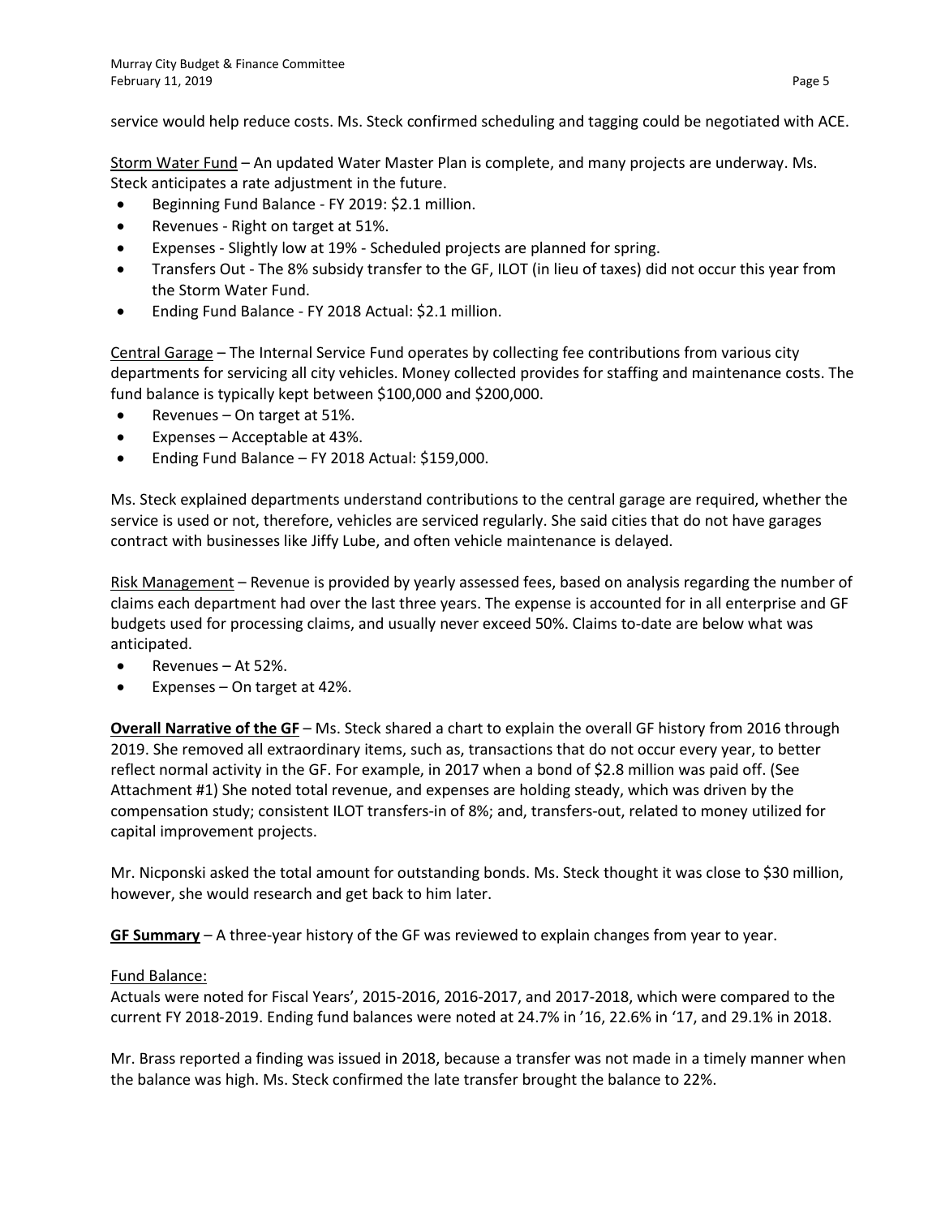service would help reduce costs. Ms. Steck confirmed scheduling and tagging could be negotiated with ACE.

<u>Storm Water Fund</u> – An updated Water Master Plan is complete, and many projects are underway. Ms. Steck anticipates a rate adjustment in the future.

- Beginning Fund Balance - FY 2019: $2.1 million.
- Revenues - Right on target at 51%.
- Expenses - Slightly low at 19% - Scheduled projects are planned for spring.
- Transfers Out - The 8% subsidy transfer to the GF, ILOT (in lieu of taxes) did not occur this year from the Storm Water Fund.
- Ending Fund Balance - FY 2018 Actual: $2.1 million.

<u>Central Garage</u> – The Internal Service Fund operates by collecting fee contributions from various city departments for servicing all city vehicles. Money collected provides for staffing and maintenance costs. The fund balance is typically kept between $100,000 and $200,000.

- Revenues – On target at 51%.
- Expenses – Acceptable at 43%.
- Ending Fund Balance – FY 2018 Actual: $159,000.

Ms. Steck explained departments understand contributions to the central garage are required, whether the service is used or not, therefore, vehicles are serviced regularly. She said cities that do not have garages contract with businesses like Jiffy Lube, and often vehicle maintenance is delayed.

<u>Risk Management</u> – Revenue is provided by yearly assessed fees, based on analysis regarding the number of claims each department had over the last three years. The expense is accounted for in all enterprise and GF budgets used for processing claims, and usually never exceed 50%. Claims to-date are below what was anticipated.

- Revenues – At 52%.
- Expenses – On target at 42%.

**<u>Overall Narrative of the GF</u>** – Ms. Steck shared a chart to explain the overall GF history from 2016 through 2019. She removed all extraordinary items, such as, transactions that do not occur every year, to better reflect normal activity in the GF. For example, in 2017 when a bond of $2.8 million was paid off. (See Attachment #1) She noted total revenue, and expenses are holding steady, which was driven by the compensation study; consistent ILOT transfers-in of 8%; and, transfers-out, related to money utilized for capital improvement projects.

Mr. Nicponski asked the total amount for outstanding bonds. Ms. Steck thought it was close to $30 million, however, she would research and get back to him later.

**<u>GF Summary</u>** – A three-year history of the GF was reviewed to explain changes from year to year.

<u>Fund Balance:</u>
Actuals were noted for Fiscal Years', 2015-2016, 2016-2017, and 2017-2018, which were compared to the current FY 2018-2019. Ending fund balances were noted at 24.7% in '16, 22.6% in '17, and 29.1% in 2018.

Mr. Brass reported a finding was issued in 2018, because a transfer was not made in a timely manner when the balance was high. Ms. Steck confirmed the late transfer brought the balance to 22%.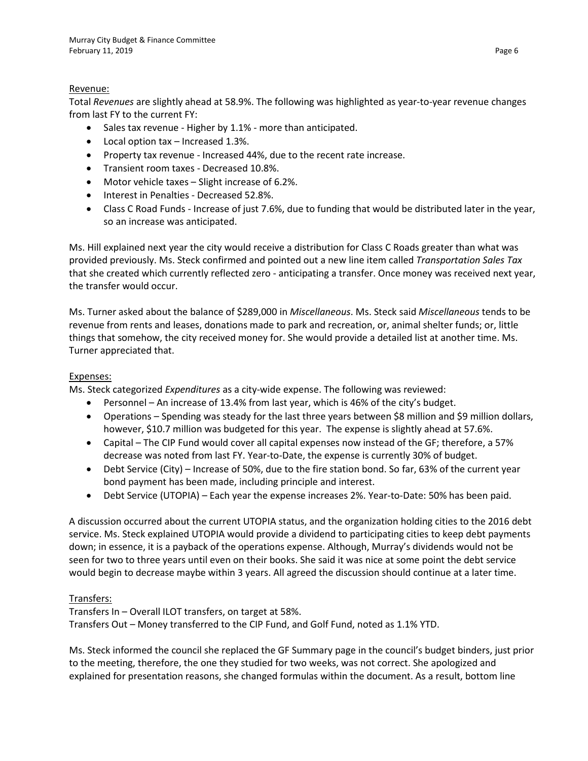Revenue:

Total *Revenues* are slightly ahead at 58.9%. The following was highlighted as year-to-year revenue changes from last FY to the current FY:

- Sales tax revenue - Higher by 1.1% - more than anticipated.
- Local option tax – Increased 1.3%.
- Property tax revenue - Increased 44%, due to the recent rate increase.
- Transient room taxes - Decreased 10.8%.
- Motor vehicle taxes – Slight increase of 6.2%.
- Interest in Penalties - Decreased 52.8%.
- Class C Road Funds - Increase of just 7.6%, due to funding that would be distributed later in the year, so an increase was anticipated.

Ms. Hill explained next year the city would receive a distribution for Class C Roads greater than what was provided previously. Ms. Steck confirmed and pointed out a new line item called *Transportation Sales Tax* that she created which currently reflected zero - anticipating a transfer. Once money was received next year, the transfer would occur.

Ms. Turner asked about the balance of $289,000 in *Miscellaneous*. Ms. Steck said *Miscellaneous* tends to be revenue from rents and leases, donations made to park and recreation, or, animal shelter funds; or, little things that somehow, the city received money for. She would provide a detailed list at another time. Ms. Turner appreciated that.

Expenses:

Ms. Steck categorized *Expenditures* as a city-wide expense. The following was reviewed:

- Personnel – An increase of 13.4% from last year, which is 46% of the city's budget.
- Operations – Spending was steady for the last three years between $8 million and $9 million dollars, however, $10.7 million was budgeted for this year. The expense is slightly ahead at 57.6%.
- Capital – The CIP Fund would cover all capital expenses now instead of the GF; therefore, a 57% decrease was noted from last FY. Year-to-Date, the expense is currently 30% of budget.
- Debt Service (City) – Increase of 50%, due to the fire station bond. So far, 63% of the current year bond payment has been made, including principle and interest.
- Debt Service (UTOPIA) – Each year the expense increases 2%. Year-to-Date: 50% has been paid.

A discussion occurred about the current UTOPIA status, and the organization holding cities to the 2016 debt service. Ms. Steck explained UTOPIA would provide a dividend to participating cities to keep debt payments down; in essence, it is a payback of the operations expense. Although, Murray's dividends would not be seen for two to three years until even on their books. She said it was nice at some point the debt service would begin to decrease maybe within 3 years. All agreed the discussion should continue at a later time.

Transfers:

Transfers In – Overall ILOT transfers, on target at 58%.
Transfers Out – Money transferred to the CIP Fund, and Golf Fund, noted as 1.1% YTD.

Ms. Steck informed the council she replaced the GF Summary page in the council's budget binders, just prior to the meeting, therefore, the one they studied for two weeks, was not correct. She apologized and explained for presentation reasons, she changed formulas within the document. As a result, bottom line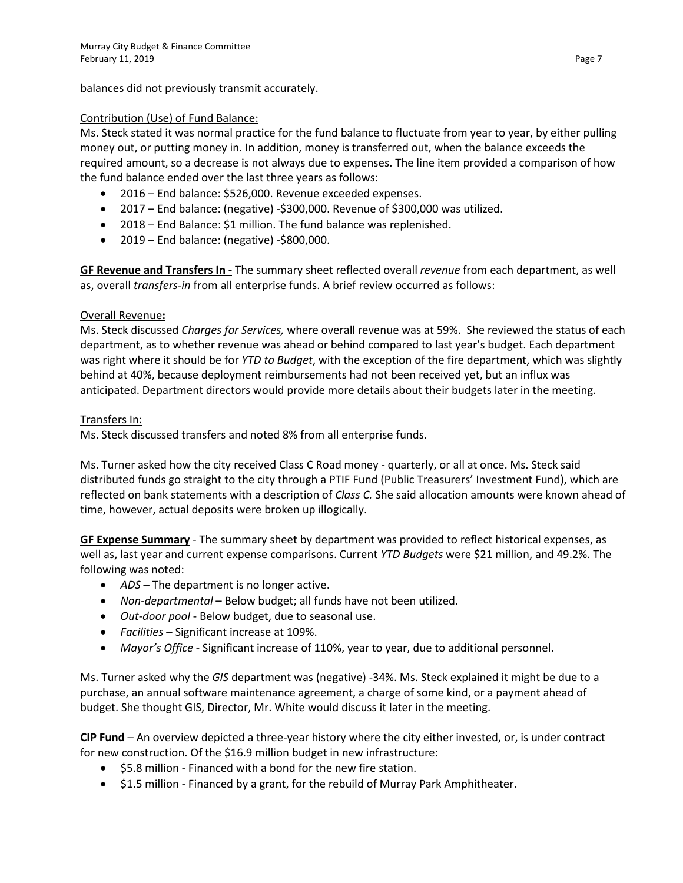balances did not previously transmit accurately.

Contribution (Use) of Fund Balance:
Ms. Steck stated it was normal practice for the fund balance to fluctuate from year to year, by either pulling money out, or putting money in. In addition, money is transferred out, when the balance exceeds the required amount, so a decrease is not always due to expenses. The line item provided a comparison of how the fund balance ended over the last three years as follows:

- 2016 – End balance: $526,000. Revenue exceeded expenses.
- 2017 – End balance: (negative) -$300,000. Revenue of $300,000 was utilized.
- 2018 – End Balance: $1 million. The fund balance was replenished.
- 2019 – End balance: (negative) -$800,000.

**GF Revenue and Transfers In -** The summary sheet reflected overall *revenue* from each department, as well as, overall *transfers-in* from all enterprise funds. A brief review occurred as follows:

Overall Revenue**:**
Ms. Steck discussed *Charges for Services,* where overall revenue was at 59%. She reviewed the status of each department, as to whether revenue was ahead or behind compared to last year's budget. Each department was right where it should be for *YTD to Budget*, with the exception of the fire department, which was slightly behind at 40%, because deployment reimbursements had not been received yet, but an influx was anticipated. Department directors would provide more details about their budgets later in the meeting.

Transfers In:
Ms. Steck discussed transfers and noted 8% from all enterprise funds.

Ms. Turner asked how the city received Class C Road money - quarterly, or all at once. Ms. Steck said distributed funds go straight to the city through a PTIF Fund (Public Treasurers' Investment Fund), which are reflected on bank statements with a description of *Class C.* She said allocation amounts were known ahead of time, however, actual deposits were broken up illogically.

**GF Expense Summary** - The summary sheet by department was provided to reflect historical expenses, as well as, last year and current expense comparisons. Current *YTD Budgets* were $21 million, and 49.2%. The following was noted:

- *ADS* – The department is no longer active.
- *Non-departmental* – Below budget; all funds have not been utilized.
- *Out-door pool* - Below budget, due to seasonal use.
- *Facilities* – Significant increase at 109%.
- *Mayor's Office* - Significant increase of 110%, year to year, due to additional personnel.

Ms. Turner asked why the *GIS* department was (negative) -34%. Ms. Steck explained it might be due to a purchase, an annual software maintenance agreement, a charge of some kind, or a payment ahead of budget. She thought GIS, Director, Mr. White would discuss it later in the meeting.

**CIP Fund** – An overview depicted a three-year history where the city either invested, or, is under contract for new construction. Of the $16.9 million budget in new infrastructure:

- $5.8 million - Financed with a bond for the new fire station.
- $1.5 million - Financed by a grant, for the rebuild of Murray Park Amphitheater.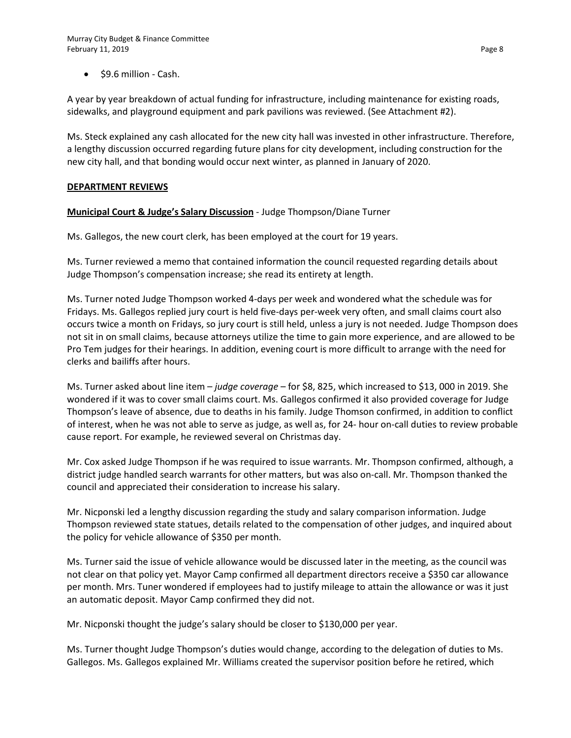- $9.6 million - Cash.

A year by year breakdown of actual funding for infrastructure, including maintenance for existing roads, sidewalks, and playground equipment and park pavilions was reviewed. (See Attachment #2).

Ms. Steck explained any cash allocated for the new city hall was invested in other infrastructure. Therefore, a lengthy discussion occurred regarding future plans for city development, including construction for the new city hall, and that bonding would occur next winter, as planned in January of 2020.

**DEPARTMENT REVIEWS**

**Municipal Court & Judge's Salary Discussion** - Judge Thompson/Diane Turner

Ms. Gallegos, the new court clerk, has been employed at the court for 19 years.

Ms. Turner reviewed a memo that contained information the council requested regarding details about Judge Thompson's compensation increase; she read its entirety at length.

Ms. Turner noted Judge Thompson worked 4-days per week and wondered what the schedule was for Fridays. Ms. Gallegos replied jury court is held five-days per-week very often, and small claims court also occurs twice a month on Fridays, so jury court is still held, unless a jury is not needed. Judge Thompson does not sit in on small claims, because attorneys utilize the time to gain more experience, and are allowed to be Pro Tem judges for their hearings. In addition, evening court is more difficult to arrange with the need for clerks and bailiffs after hours.

Ms. Turner asked about line item – *judge coverage* – for $8, 825, which increased to $13, 000 in 2019. She wondered if it was to cover small claims court. Ms. Gallegos confirmed it also provided coverage for Judge Thompson's leave of absence, due to deaths in his family. Judge Thomson confirmed, in addition to conflict of interest, when he was not able to serve as judge, as well as, for 24- hour on-call duties to review probable cause report. For example, he reviewed several on Christmas day.

Mr. Cox asked Judge Thompson if he was required to issue warrants. Mr. Thompson confirmed, although, a district judge handled search warrants for other matters, but was also on-call. Mr. Thompson thanked the council and appreciated their consideration to increase his salary.

Mr. Nicponski led a lengthy discussion regarding the study and salary comparison information. Judge Thompson reviewed state statues, details related to the compensation of other judges, and inquired about the policy for vehicle allowance of $350 per month.

Ms. Turner said the issue of vehicle allowance would be discussed later in the meeting, as the council was not clear on that policy yet. Mayor Camp confirmed all department directors receive a $350 car allowance per month. Mrs. Tuner wondered if employees had to justify mileage to attain the allowance or was it just an automatic deposit. Mayor Camp confirmed they did not.

Mr. Nicponski thought the judge's salary should be closer to $130,000 per year.

Ms. Turner thought Judge Thompson's duties would change, according to the delegation of duties to Ms. Gallegos. Ms. Gallegos explained Mr. Williams created the supervisor position before he retired, which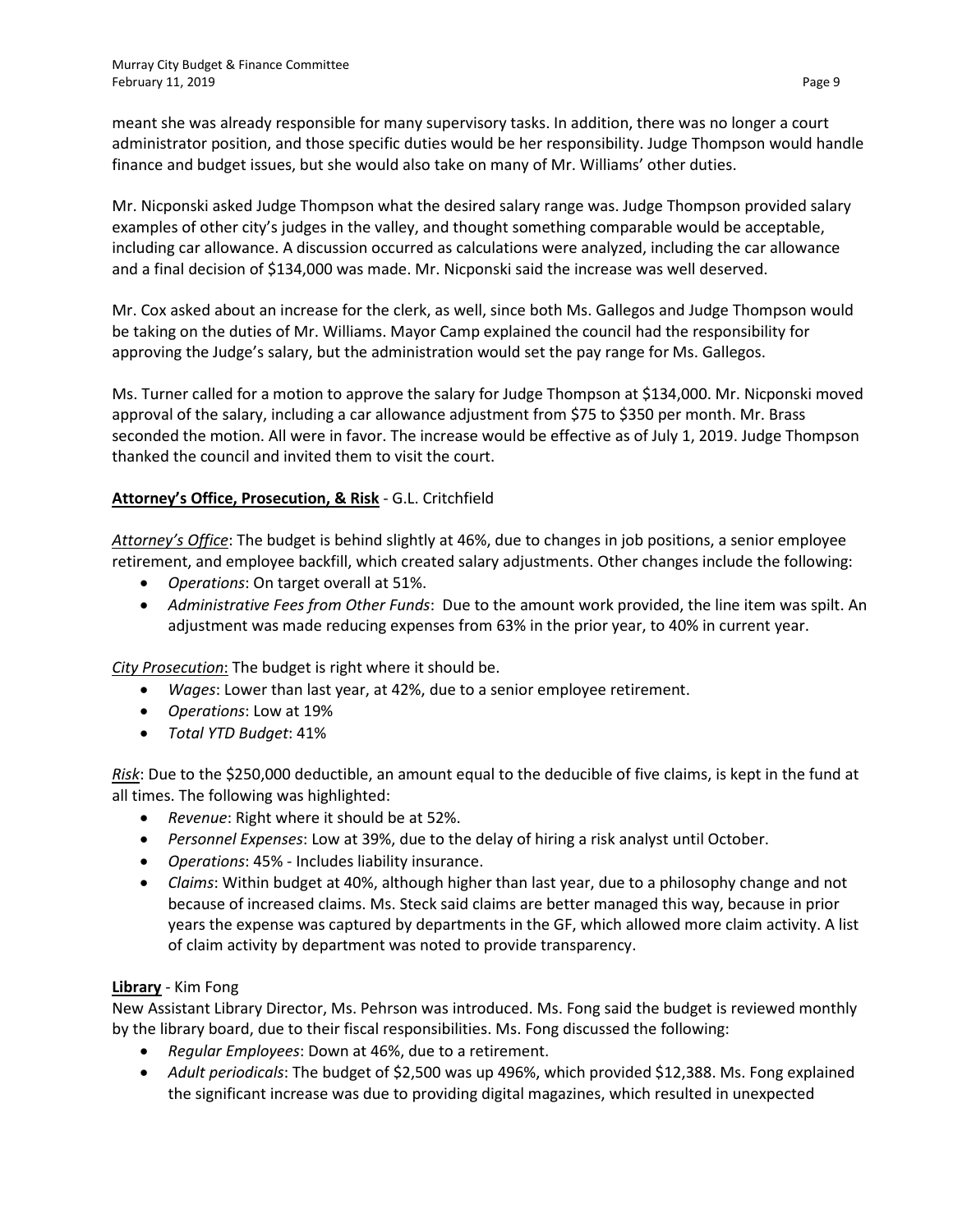meant she was already responsible for many supervisory tasks. In addition, there was no longer a court administrator position, and those specific duties would be her responsibility. Judge Thompson would handle finance and budget issues, but she would also take on many of Mr. Williams' other duties.

Mr. Nicponski asked Judge Thompson what the desired salary range was. Judge Thompson provided salary examples of other city's judges in the valley, and thought something comparable would be acceptable, including car allowance. A discussion occurred as calculations were analyzed, including the car allowance and a final decision of $134,000 was made. Mr. Nicponski said the increase was well deserved.

Mr. Cox asked about an increase for the clerk, as well, since both Ms. Gallegos and Judge Thompson would be taking on the duties of Mr. Williams. Mayor Camp explained the council had the responsibility for approving the Judge's salary, but the administration would set the pay range for Ms. Gallegos.

Ms. Turner called for a motion to approve the salary for Judge Thompson at $134,000. Mr. Nicponski moved approval of the salary, including a car allowance adjustment from $75 to $350 per month. Mr. Brass seconded the motion. All were in favor. The increase would be effective as of July 1, 2019. Judge Thompson thanked the council and invited them to visit the court.

**Attorney's Office, Prosecution, & Risk** - G.L. Critchfield

*Attorney's Office*: The budget is behind slightly at 46%, due to changes in job positions, a senior employee retirement, and employee backfill, which created salary adjustments. Other changes include the following:

- *Operations*: On target overall at 51%.
- *Administrative Fees from Other Funds*: Due to the amount work provided, the line item was spilt. An adjustment was made reducing expenses from 63% in the prior year, to 40% in current year.

*City Prosecution*: The budget is right where it should be.

- *Wages*: Lower than last year, at 42%, due to a senior employee retirement.
- *Operations*: Low at 19%
- *Total YTD Budget*: 41%

*Risk*: Due to the $250,000 deductible, an amount equal to the deducible of five claims, is kept in the fund at all times. The following was highlighted:

- *Revenue*: Right where it should be at 52%.
- *Personnel Expenses*: Low at 39%, due to the delay of hiring a risk analyst until October.
- *Operations*: 45% - Includes liability insurance.
- *Claims*: Within budget at 40%, although higher than last year, due to a philosophy change and not because of increased claims. Ms. Steck said claims are better managed this way, because in prior years the expense was captured by departments in the GF, which allowed more claim activity. A list of claim activity by department was noted to provide transparency.

**Library** - Kim Fong

New Assistant Library Director, Ms. Pehrson was introduced. Ms. Fong said the budget is reviewed monthly by the library board, due to their fiscal responsibilities. Ms. Fong discussed the following:

- *Regular Employees*: Down at 46%, due to a retirement.
- *Adult periodicals*: The budget of $2,500 was up 496%, which provided $12,388. Ms. Fong explained the significant increase was due to providing digital magazines, which resulted in unexpected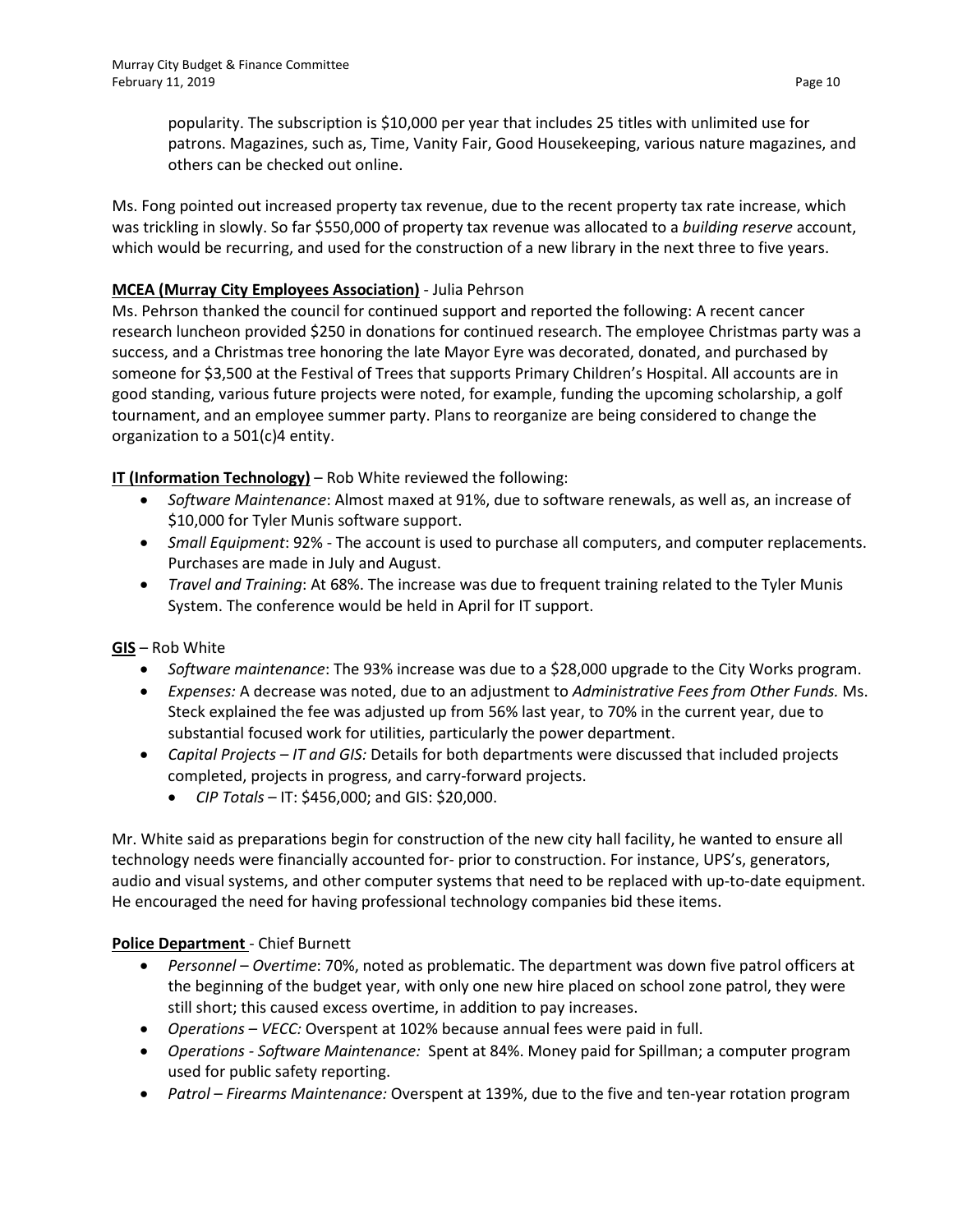popularity. The subscription is $10,000 per year that includes 25 titles with unlimited use for patrons. Magazines, such as, Time, Vanity Fair, Good Housekeeping, various nature magazines, and others can be checked out online.

Ms. Fong pointed out increased property tax revenue, due to the recent property tax rate increase, which was trickling in slowly. So far $550,000 of property tax revenue was allocated to a *building reserve* account, which would be recurring, and used for the construction of a new library in the next three to five years.

**MCEA (Murray City Employees Association)** - Julia Pehrson
Ms. Pehrson thanked the council for continued support and reported the following: A recent cancer research luncheon provided $250 in donations for continued research. The employee Christmas party was a success, and a Christmas tree honoring the late Mayor Eyre was decorated, donated, and purchased by someone for $3,500 at the Festival of Trees that supports Primary Children's Hospital. All accounts are in good standing, various future projects were noted, for example, funding the upcoming scholarship, a golf tournament, and an employee summer party. Plans to reorganize are being considered to change the organization to a 501(c)4 entity.

**IT (Information Technology)** – Rob White reviewed the following:

- *Software Maintenance*: Almost maxed at 91%, due to software renewals, as well as, an increase of $10,000 for Tyler Munis software support.
- *Small Equipment*: 92% - The account is used to purchase all computers, and computer replacements. Purchases are made in July and August.
- *Travel and Training*: At 68%. The increase was due to frequent training related to the Tyler Munis System. The conference would be held in April for IT support.

**GIS** – Rob White

- *Software maintenance*: The 93% increase was due to a $28,000 upgrade to the City Works program.
- *Expenses:* A decrease was noted, due to an adjustment to *Administrative Fees from Other Funds.* Ms. Steck explained the fee was adjusted up from 56% last year, to 70% in the current year, due to substantial focused work for utilities, particularly the power department.
- *Capital Projects – IT and GIS:* Details for both departments were discussed that included projects completed, projects in progress, and carry-forward projects.
  - *CIP Totals* – IT: $456,000; and GIS: $20,000.

Mr. White said as preparations begin for construction of the new city hall facility, he wanted to ensure all technology needs were financially accounted for- prior to construction. For instance, UPS's, generators, audio and visual systems, and other computer systems that need to be replaced with up-to-date equipment. He encouraged the need for having professional technology companies bid these items.

**Police Department** - Chief Burnett

- *Personnel – Overtime*: 70%, noted as problematic. The department was down five patrol officers at the beginning of the budget year, with only one new hire placed on school zone patrol, they were still short; this caused excess overtime, in addition to pay increases.
- *Operations – VECC:* Overspent at 102% because annual fees were paid in full.
- *Operations - Software Maintenance:* Spent at 84%. Money paid for Spillman; a computer program used for public safety reporting.
- *Patrol – Firearms Maintenance:* Overspent at 139%, due to the five and ten-year rotation program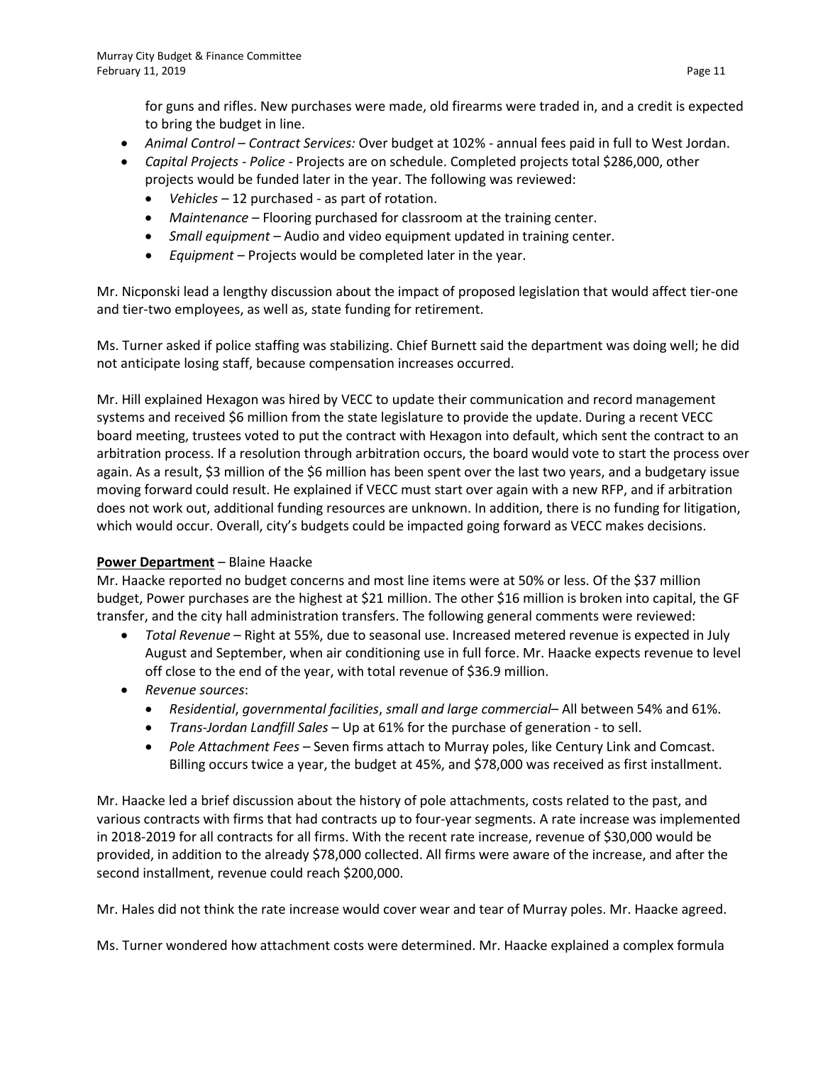for guns and rifles. New purchases were made, old firearms were traded in, and a credit is expected to bring the budget in line.

- *Animal Control – Contract Services:* Over budget at 102% - annual fees paid in full to West Jordan.
- *Capital Projects - Police* - Projects are on schedule. Completed projects total $286,000, other projects would be funded later in the year. The following was reviewed:
  - *Vehicles* – 12 purchased - as part of rotation.
  - *Maintenance* – Flooring purchased for classroom at the training center.
  - *Small equipment* – Audio and video equipment updated in training center.
  - *Equipment* – Projects would be completed later in the year.

Mr. Nicponski lead a lengthy discussion about the impact of proposed legislation that would affect tier-one and tier-two employees, as well as, state funding for retirement.

Ms. Turner asked if police staffing was stabilizing. Chief Burnett said the department was doing well; he did not anticipate losing staff, because compensation increases occurred.

Mr. Hill explained Hexagon was hired by VECC to update their communication and record management systems and received $6 million from the state legislature to provide the update. During a recent VECC board meeting, trustees voted to put the contract with Hexagon into default, which sent the contract to an arbitration process. If a resolution through arbitration occurs, the board would vote to start the process over again. As a result, $3 million of the $6 million has been spent over the last two years, and a budgetary issue moving forward could result. He explained if VECC must start over again with a new RFP, and if arbitration does not work out, additional funding resources are unknown. In addition, there is no funding for litigation, which would occur. Overall, city's budgets could be impacted going forward as VECC makes decisions.

**Power Department** – Blaine Haacke

Mr. Haacke reported no budget concerns and most line items were at 50% or less. Of the $37 million budget, Power purchases are the highest at $21 million. The other $16 million is broken into capital, the GF transfer, and the city hall administration transfers. The following general comments were reviewed:

- *Total Revenue* – Right at 55%, due to seasonal use. Increased metered revenue is expected in July August and September, when air conditioning use in full force. Mr. Haacke expects revenue to level off close to the end of the year, with total revenue of $36.9 million.
- *Revenue sources*:
  - *Residential*, *governmental facilities*, *small and large commercial*– All between 54% and 61%.
  - *Trans-Jordan Landfill Sales* – Up at 61% for the purchase of generation - to sell.
  - *Pole Attachment Fees* – Seven firms attach to Murray poles, like Century Link and Comcast. Billing occurs twice a year, the budget at 45%, and $78,000 was received as first installment.

Mr. Haacke led a brief discussion about the history of pole attachments, costs related to the past, and various contracts with firms that had contracts up to four-year segments. A rate increase was implemented in 2018-2019 for all contracts for all firms. With the recent rate increase, revenue of $30,000 would be provided, in addition to the already $78,000 collected. All firms were aware of the increase, and after the second installment, revenue could reach $200,000.

Mr. Hales did not think the rate increase would cover wear and tear of Murray poles. Mr. Haacke agreed.

Ms. Turner wondered how attachment costs were determined. Mr. Haacke explained a complex formula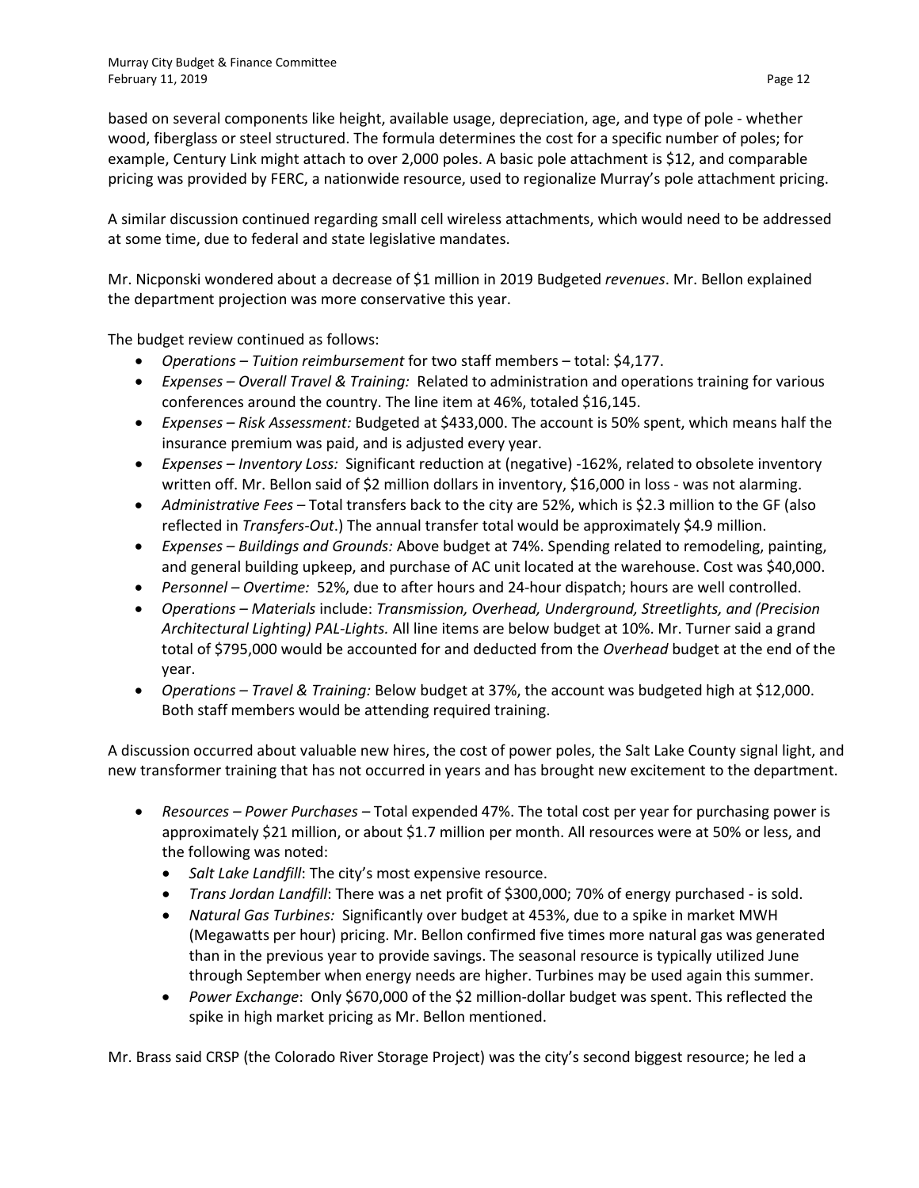based on several components like height, available usage, depreciation, age, and type of pole - whether wood, fiberglass or steel structured. The formula determines the cost for a specific number of poles; for example, Century Link might attach to over 2,000 poles. A basic pole attachment is $12, and comparable pricing was provided by FERC, a nationwide resource, used to regionalize Murray's pole attachment pricing.

A similar discussion continued regarding small cell wireless attachments, which would need to be addressed at some time, due to federal and state legislative mandates.

Mr. Nicponski wondered about a decrease of $1 million in 2019 Budgeted *revenues*. Mr. Bellon explained the department projection was more conservative this year.

The budget review continued as follows:

- *Operations – Tuition reimbursement* for two staff members – total: $4,177.
- *Expenses – Overall Travel & Training:* Related to administration and operations training for various conferences around the country. The line item at 46%, totaled $16,145.
- *Expenses – Risk Assessment:* Budgeted at $433,000. The account is 50% spent, which means half the insurance premium was paid, and is adjusted every year.
- *Expenses – Inventory Loss:* Significant reduction at (negative) -162%, related to obsolete inventory written off. Mr. Bellon said of $2 million dollars in inventory, $16,000 in loss - was not alarming.
- *Administrative Fees* – Total transfers back to the city are 52%, which is $2.3 million to the GF (also reflected in *Transfers-Out*.) The annual transfer total would be approximately $4.9 million.
- *Expenses – Buildings and Grounds:* Above budget at 74%. Spending related to remodeling, painting, and general building upkeep, and purchase of AC unit located at the warehouse. Cost was $40,000.
- *Personnel – Overtime:* 52%, due to after hours and 24-hour dispatch; hours are well controlled.
- *Operations – Materials* include: *Transmission, Overhead, Underground, Streetlights, and (Precision Architectural Lighting) PAL-Lights.* All line items are below budget at 10%. Mr. Turner said a grand total of $795,000 would be accounted for and deducted from the *Overhead* budget at the end of the year.
- *Operations – Travel & Training:* Below budget at 37%, the account was budgeted high at $12,000. Both staff members would be attending required training.

A discussion occurred about valuable new hires, the cost of power poles, the Salt Lake County signal light, and new transformer training that has not occurred in years and has brought new excitement to the department.

- *Resources – Power Purchases* – Total expended 47%. The total cost per year for purchasing power is approximately $21 million, or about $1.7 million per month. All resources were at 50% or less, and the following was noted:
  - *Salt Lake Landfill*: The city's most expensive resource.
  - *Trans Jordan Landfill*: There was a net profit of $300,000; 70% of energy purchased - is sold.
  - *Natural Gas Turbines:* Significantly over budget at 453%, due to a spike in market MWH (Megawatts per hour) pricing. Mr. Bellon confirmed five times more natural gas was generated than in the previous year to provide savings. The seasonal resource is typically utilized June through September when energy needs are higher. Turbines may be used again this summer.
  - *Power Exchange*: Only $670,000 of the $2 million-dollar budget was spent. This reflected the spike in high market pricing as Mr. Bellon mentioned.

Mr. Brass said CRSP (the Colorado River Storage Project) was the city's second biggest resource; he led a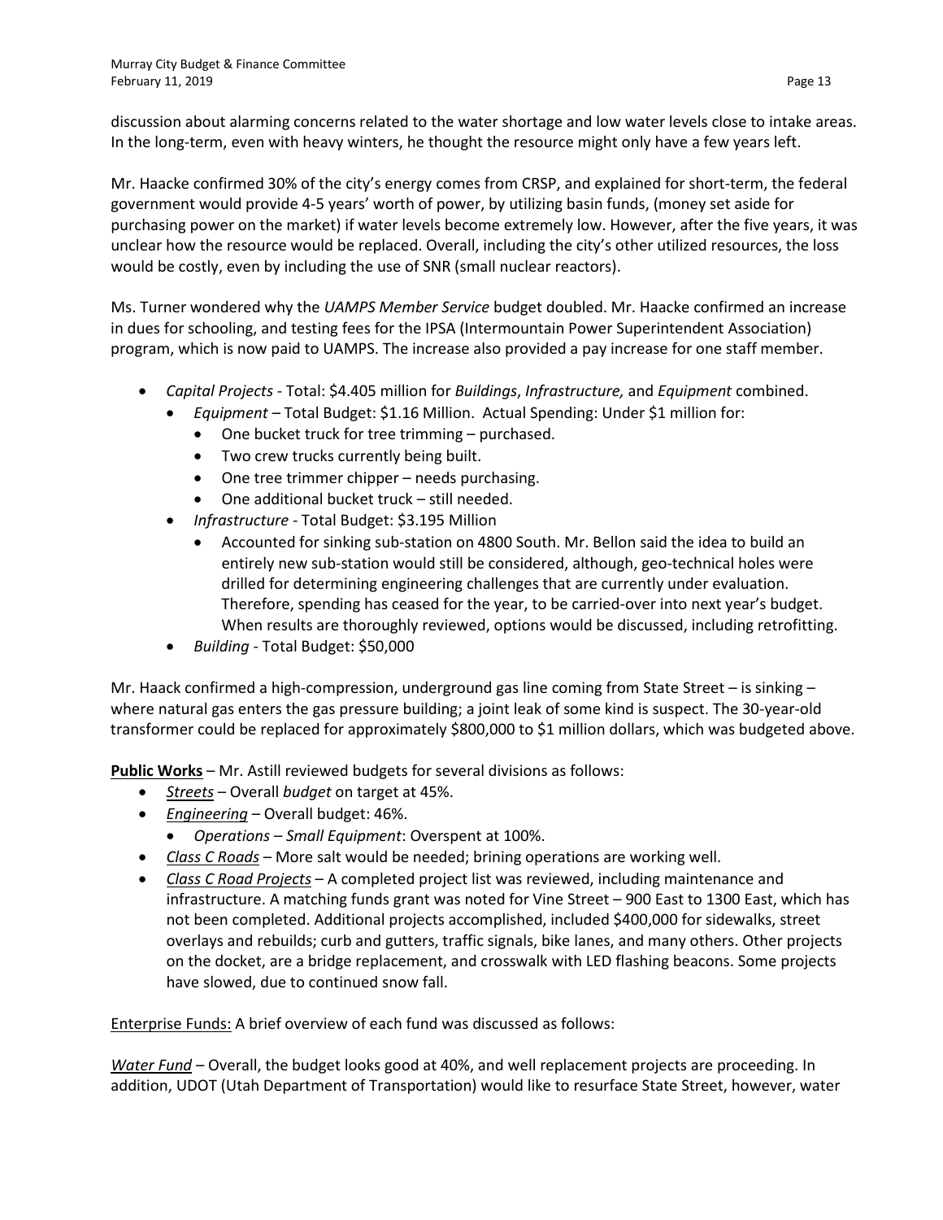discussion about alarming concerns related to the water shortage and low water levels close to intake areas. In the long-term, even with heavy winters, he thought the resource might only have a few years left.

Mr. Haacke confirmed 30% of the city's energy comes from CRSP, and explained for short-term, the federal government would provide 4-5 years' worth of power, by utilizing basin funds, (money set aside for purchasing power on the market) if water levels become extremely low. However, after the five years, it was unclear how the resource would be replaced. Overall, including the city's other utilized resources, the loss would be costly, even by including the use of SNR (small nuclear reactors).

Ms. Turner wondered why the *UAMPS Member Service* budget doubled. Mr. Haacke confirmed an increase in dues for schooling, and testing fees for the IPSA (Intermountain Power Superintendent Association) program, which is now paid to UAMPS. The increase also provided a pay increase for one staff member.

- *Capital Projects* - Total: $4.405 million for *Buildings*, *Infrastructure,* and *Equipment* combined.
  - *Equipment* – Total Budget: $1.16 Million. Actual Spending: Under $1 million for:
    - One bucket truck for tree trimming – purchased.
    - Two crew trucks currently being built.
    - One tree trimmer chipper – needs purchasing.
    - One additional bucket truck – still needed.
  - *Infrastructure* - Total Budget: $3.195 Million
    - Accounted for sinking sub-station on 4800 South. Mr. Bellon said the idea to build an entirely new sub-station would still be considered, although, geo-technical holes were drilled for determining engineering challenges that are currently under evaluation. Therefore, spending has ceased for the year, to be carried-over into next year's budget. When results are thoroughly reviewed, options would be discussed, including retrofitting.
  - *Building* - Total Budget: $50,000

Mr. Haack confirmed a high-compression, underground gas line coming from State Street – is sinking – where natural gas enters the gas pressure building; a joint leak of some kind is suspect. The 30-year-old transformer could be replaced for approximately $800,000 to $1 million dollars, which was budgeted above.

**Public Works** – Mr. Astill reviewed budgets for several divisions as follows:

- *Streets* – Overall *budget* on target at 45%.
- *Engineering* – Overall budget: 46%.
  - *Operations – Small Equipment*: Overspent at 100%.
- *Class C Roads* – More salt would be needed; brining operations are working well.
- *Class C Road Projects* – A completed project list was reviewed, including maintenance and infrastructure. A matching funds grant was noted for Vine Street – 900 East to 1300 East, which has not been completed. Additional projects accomplished, included $400,000 for sidewalks, street overlays and rebuilds; curb and gutters, traffic signals, bike lanes, and many others. Other projects on the docket, are a bridge replacement, and crosswalk with LED flashing beacons. Some projects have slowed, due to continued snow fall.

Enterprise Funds: A brief overview of each fund was discussed as follows:

*Water Fund* – Overall, the budget looks good at 40%, and well replacement projects are proceeding. In addition, UDOT (Utah Department of Transportation) would like to resurface State Street, however, water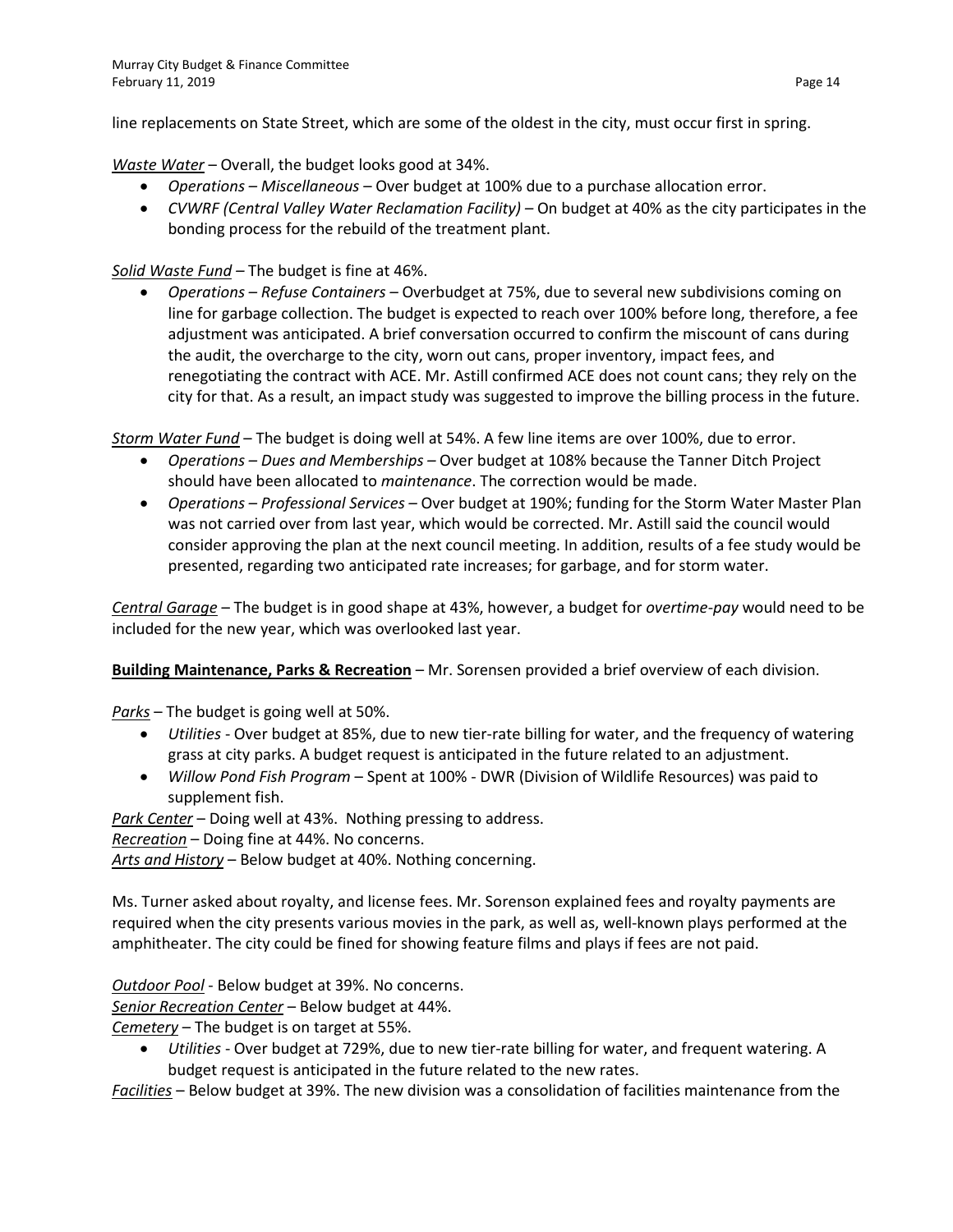line replacements on State Street, which are some of the oldest in the city, must occur first in spring.

*Waste Water* – Overall, the budget looks good at 34%.

- *Operations – Miscellaneous* – Over budget at 100% due to a purchase allocation error.
- *CVWRF (Central Valley Water Reclamation Facility)* – On budget at 40% as the city participates in the bonding process for the rebuild of the treatment plant.

*Solid Waste Fund* – The budget is fine at 46%.

- *Operations – Refuse Containers* – Overbudget at 75%, due to several new subdivisions coming on line for garbage collection. The budget is expected to reach over 100% before long, therefore, a fee adjustment was anticipated. A brief conversation occurred to confirm the miscount of cans during the audit, the overcharge to the city, worn out cans, proper inventory, impact fees, and renegotiating the contract with ACE. Mr. Astill confirmed ACE does not count cans; they rely on the city for that. As a result, an impact study was suggested to improve the billing process in the future.

*Storm Water Fund* – The budget is doing well at 54%. A few line items are over 100%, due to error.

- *Operations – Dues and Memberships* – Over budget at 108% because the Tanner Ditch Project should have been allocated to *maintenance*. The correction would be made.
- *Operations – Professional Services* – Over budget at 190%; funding for the Storm Water Master Plan was not carried over from last year, which would be corrected. Mr. Astill said the council would consider approving the plan at the next council meeting. In addition, results of a fee study would be presented, regarding two anticipated rate increases; for garbage, and for storm water.

*Central Garage* – The budget is in good shape at 43%, however, a budget for *overtime-pay* would need to be included for the new year, which was overlooked last year.

**Building Maintenance, Parks & Recreation** – Mr. Sorensen provided a brief overview of each division.

*Parks* – The budget is going well at 50%.

- *Utilities* - Over budget at 85%, due to new tier-rate billing for water, and the frequency of watering grass at city parks. A budget request is anticipated in the future related to an adjustment.
- *Willow Pond Fish Program* – Spent at 100% - DWR (Division of Wildlife Resources) was paid to supplement fish.

*Park Center* – Doing well at 43%. Nothing pressing to address.
*Recreation* – Doing fine at 44%. No concerns.
*Arts and History* – Below budget at 40%. Nothing concerning.

Ms. Turner asked about royalty, and license fees. Mr. Sorenson explained fees and royalty payments are required when the city presents various movies in the park, as well as, well-known plays performed at the amphitheater. The city could be fined for showing feature films and plays if fees are not paid.

*Outdoor Pool* - Below budget at 39%. No concerns.
*Senior Recreation Center* – Below budget at 44%.
*Cemetery* – The budget is on target at 55%.

- *Utilities* - Over budget at 729%, due to new tier-rate billing for water, and frequent watering. A budget request is anticipated in the future related to the new rates.

*Facilities* – Below budget at 39%. The new division was a consolidation of facilities maintenance from the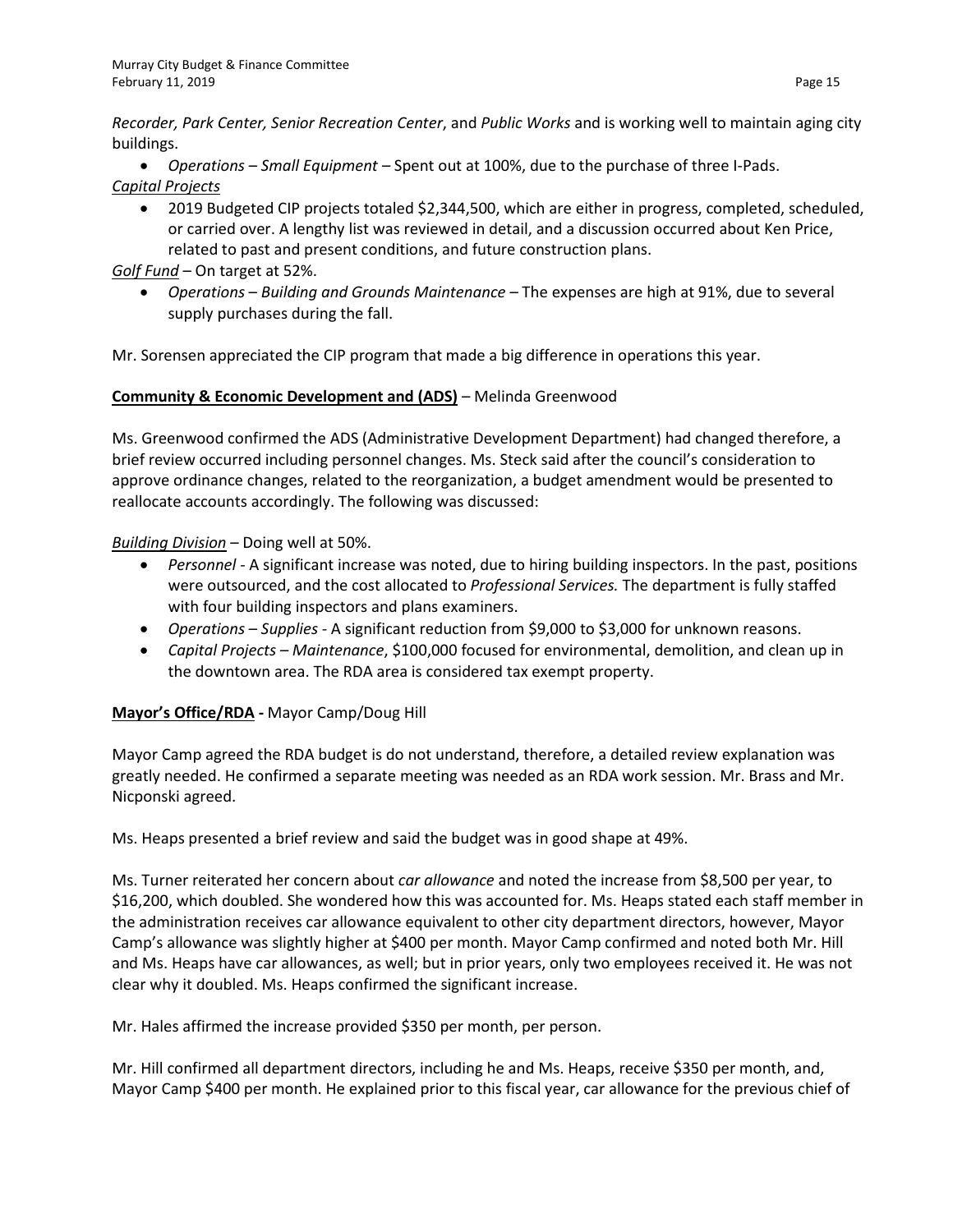*Recorder, Park Center, Senior Recreation Center*, and *Public Works* and is working well to maintain aging city buildings.

- *Operations – Small Equipment* – Spent out at 100%, due to the purchase of three I-Pads.

*Capital Projects*

- 2019 Budgeted CIP projects totaled $2,344,500, which are either in progress, completed, scheduled, or carried over. A lengthy list was reviewed in detail, and a discussion occurred about Ken Price, related to past and present conditions, and future construction plans.

*Golf Fund* – On target at 52%.

- *Operations – Building and Grounds Maintenance* – The expenses are high at 91%, due to several supply purchases during the fall.

Mr. Sorensen appreciated the CIP program that made a big difference in operations this year.

**Community & Economic Development and (ADS)** – Melinda Greenwood

Ms. Greenwood confirmed the ADS (Administrative Development Department) had changed therefore, a brief review occurred including personnel changes. Ms. Steck said after the council's consideration to approve ordinance changes, related to the reorganization, a budget amendment would be presented to reallocate accounts accordingly. The following was discussed:

*Building Division* – Doing well at 50%.

- *Personnel* - A significant increase was noted, due to hiring building inspectors. In the past, positions were outsourced, and the cost allocated to *Professional Services.* The department is fully staffed with four building inspectors and plans examiners.
- *Operations – Supplies* - A significant reduction from $9,000 to $3,000 for unknown reasons.
- *Capital Projects – Maintenance*, $100,000 focused for environmental, demolition, and clean up in the downtown area. The RDA area is considered tax exempt property.

**Mayor's Office/RDA -** Mayor Camp/Doug Hill

Mayor Camp agreed the RDA budget is do not understand, therefore, a detailed review explanation was greatly needed. He confirmed a separate meeting was needed as an RDA work session. Mr. Brass and Mr. Nicponski agreed.

Ms. Heaps presented a brief review and said the budget was in good shape at 49%.

Ms. Turner reiterated her concern about *car allowance* and noted the increase from $8,500 per year, to $16,200, which doubled. She wondered how this was accounted for. Ms. Heaps stated each staff member in the administration receives car allowance equivalent to other city department directors, however, Mayor Camp's allowance was slightly higher at $400 per month. Mayor Camp confirmed and noted both Mr. Hill and Ms. Heaps have car allowances, as well; but in prior years, only two employees received it. He was not clear why it doubled. Ms. Heaps confirmed the significant increase.

Mr. Hales affirmed the increase provided $350 per month, per person.

Mr. Hill confirmed all department directors, including he and Ms. Heaps, receive $350 per month, and, Mayor Camp $400 per month. He explained prior to this fiscal year, car allowance for the previous chief of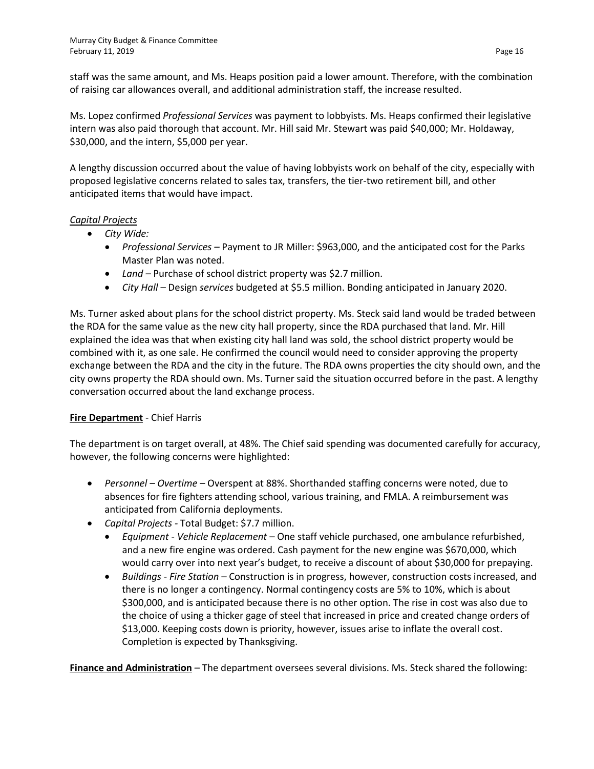staff was the same amount, and Ms. Heaps position paid a lower amount. Therefore, with the combination of raising car allowances overall, and additional administration staff, the increase resulted.

Ms. Lopez confirmed *Professional Services* was payment to lobbyists. Ms. Heaps confirmed their legislative intern was also paid thorough that account. Mr. Hill said Mr. Stewart was paid $40,000; Mr. Holdaway, $30,000, and the intern, $5,000 per year.

A lengthy discussion occurred about the value of having lobbyists work on behalf of the city, especially with proposed legislative concerns related to sales tax, transfers, the tier-two retirement bill, and other anticipated items that would have impact.

<u>*Capital Projects*</u>

- *City Wide:*
  - *Professional Services* – Payment to JR Miller: $963,000, and the anticipated cost for the Parks Master Plan was noted.
  - *Land* – Purchase of school district property was $2.7 million.
  - *City Hall* – Design *services* budgeted at $5.5 million. Bonding anticipated in January 2020.

Ms. Turner asked about plans for the school district property. Ms. Steck said land would be traded between the RDA for the same value as the new city hall property, since the RDA purchased that land. Mr. Hill explained the idea was that when existing city hall land was sold, the school district property would be combined with it, as one sale. He confirmed the council would need to consider approving the property exchange between the RDA and the city in the future. The RDA owns properties the city should own, and the city owns property the RDA should own. Ms. Turner said the situation occurred before in the past. A lengthy conversation occurred about the land exchange process.

<u>**Fire Department**</u> - Chief Harris

The department is on target overall, at 48%. The Chief said spending was documented carefully for accuracy, however, the following concerns were highlighted:

- *Personnel – Overtime* – Overspent at 88%. Shorthanded staffing concerns were noted, due to absences for fire fighters attending school, various training, and FMLA. A reimbursement was anticipated from California deployments.
- *Capital Projects* - Total Budget: $7.7 million.
  - *Equipment - Vehicle Replacement* – One staff vehicle purchased, one ambulance refurbished, and a new fire engine was ordered. Cash payment for the new engine was $670,000, which would carry over into next year's budget, to receive a discount of about $30,000 for prepaying.
  - *Buildings - Fire Station* – Construction is in progress, however, construction costs increased, and there is no longer a contingency. Normal contingency costs are 5% to 10%, which is about $300,000, and is anticipated because there is no other option. The rise in cost was also due to the choice of using a thicker gage of steel that increased in price and created change orders of $13,000. Keeping costs down is priority, however, issues arise to inflate the overall cost. Completion is expected by Thanksgiving.

<u>**Finance and Administration**</u> – The department oversees several divisions. Ms. Steck shared the following: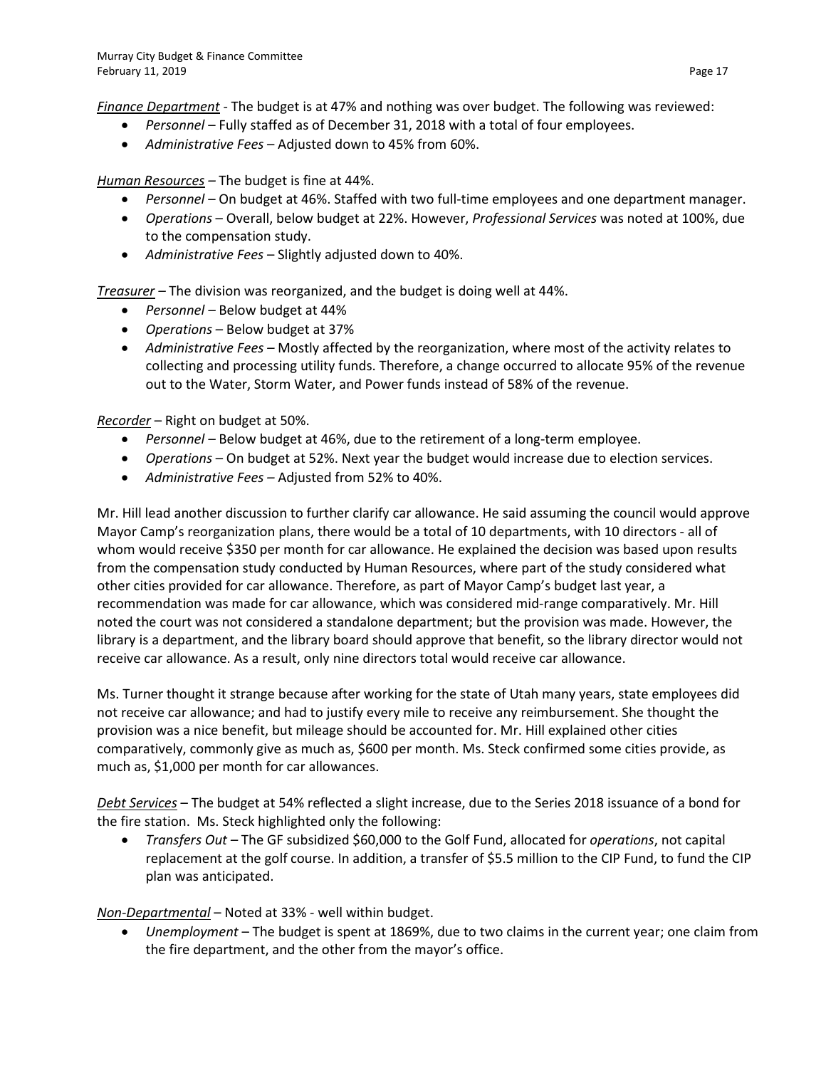*Finance Department* - The budget is at 47% and nothing was over budget. The following was reviewed:

- *Personnel* – Fully staffed as of December 31, 2018 with a total of four employees.
- *Administrative Fees* – Adjusted down to 45% from 60%.

*Human Resources* – The budget is fine at 44%.

- *Personnel* – On budget at 46%. Staffed with two full-time employees and one department manager.
- *Operations* – Overall, below budget at 22%. However, *Professional Services* was noted at 100%, due to the compensation study.
- *Administrative Fees* – Slightly adjusted down to 40%.

*Treasurer* – The division was reorganized, and the budget is doing well at 44%.

- *Personnel* – Below budget at 44%
- *Operations* – Below budget at 37%
- *Administrative Fees* – Mostly affected by the reorganization, where most of the activity relates to collecting and processing utility funds. Therefore, a change occurred to allocate 95% of the revenue out to the Water, Storm Water, and Power funds instead of 58% of the revenue.

*Recorder* – Right on budget at 50%.

- *Personnel* – Below budget at 46%, due to the retirement of a long-term employee.
- *Operations* – On budget at 52%. Next year the budget would increase due to election services.
- *Administrative Fees* – Adjusted from 52% to 40%.

Mr. Hill lead another discussion to further clarify car allowance. He said assuming the council would approve Mayor Camp's reorganization plans, there would be a total of 10 departments, with 10 directors - all of whom would receive $350 per month for car allowance. He explained the decision was based upon results from the compensation study conducted by Human Resources, where part of the study considered what other cities provided for car allowance. Therefore, as part of Mayor Camp's budget last year, a recommendation was made for car allowance, which was considered mid-range comparatively. Mr. Hill noted the court was not considered a standalone department; but the provision was made. However, the library is a department, and the library board should approve that benefit, so the library director would not receive car allowance. As a result, only nine directors total would receive car allowance.

Ms. Turner thought it strange because after working for the state of Utah many years, state employees did not receive car allowance; and had to justify every mile to receive any reimbursement. She thought the provision was a nice benefit, but mileage should be accounted for. Mr. Hill explained other cities comparatively, commonly give as much as, $600 per month. Ms. Steck confirmed some cities provide, as much as, $1,000 per month for car allowances.

*Debt Services* – The budget at 54% reflected a slight increase, due to the Series 2018 issuance of a bond for the fire station. Ms. Steck highlighted only the following:

- *Transfers Out* – The GF subsidized $60,000 to the Golf Fund, allocated for *operations*, not capital replacement at the golf course. In addition, a transfer of $5.5 million to the CIP Fund, to fund the CIP plan was anticipated.

*Non-Departmental* – Noted at 33% - well within budget.

- *Unemployment* – The budget is spent at 1869%, due to two claims in the current year; one claim from the fire department, and the other from the mayor's office.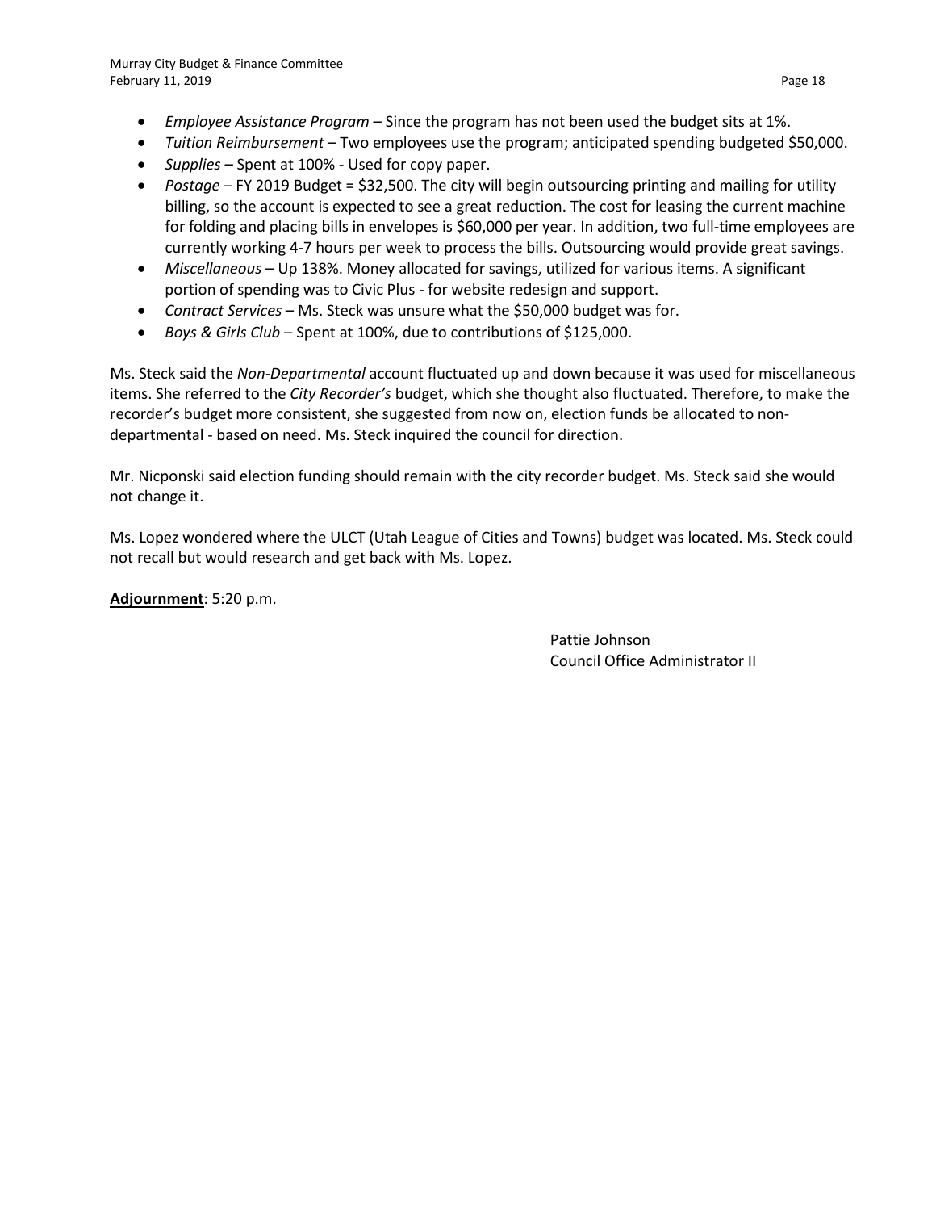- *Employee Assistance Program* – Since the program has not been used the budget sits at 1%.
- *Tuition Reimbursement* – Two employees use the program; anticipated spending budgeted $50,000.
- *Supplies* – Spent at 100% - Used for copy paper.
- *Postage* – FY 2019 Budget = $32,500. The city will begin outsourcing printing and mailing for utility billing, so the account is expected to see a great reduction. The cost for leasing the current machine for folding and placing bills in envelopes is $60,000 per year. In addition, two full-time employees are currently working 4-7 hours per week to process the bills. Outsourcing would provide great savings.
- *Miscellaneous* – Up 138%. Money allocated for savings, utilized for various items. A significant portion of spending was to Civic Plus - for website redesign and support.
- *Contract Services* – Ms. Steck was unsure what the $50,000 budget was for.
- *Boys & Girls Club* – Spent at 100%, due to contributions of $125,000.

Ms. Steck said the *Non-Departmental* account fluctuated up and down because it was used for miscellaneous items. She referred to the *City Recorder's* budget, which she thought also fluctuated. Therefore, to make the recorder's budget more consistent, she suggested from now on, election funds be allocated to non-departmental - based on need. Ms. Steck inquired the council for direction.

Mr. Nicponski said election funding should remain with the city recorder budget. Ms. Steck said she would not change it.

Ms. Lopez wondered where the ULCT (Utah League of Cities and Towns) budget was located. Ms. Steck could not recall but would research and get back with Ms. Lopez.

**Adjournment**: 5:20 p.m.

Pattie Johnson
Council Office Administrator II